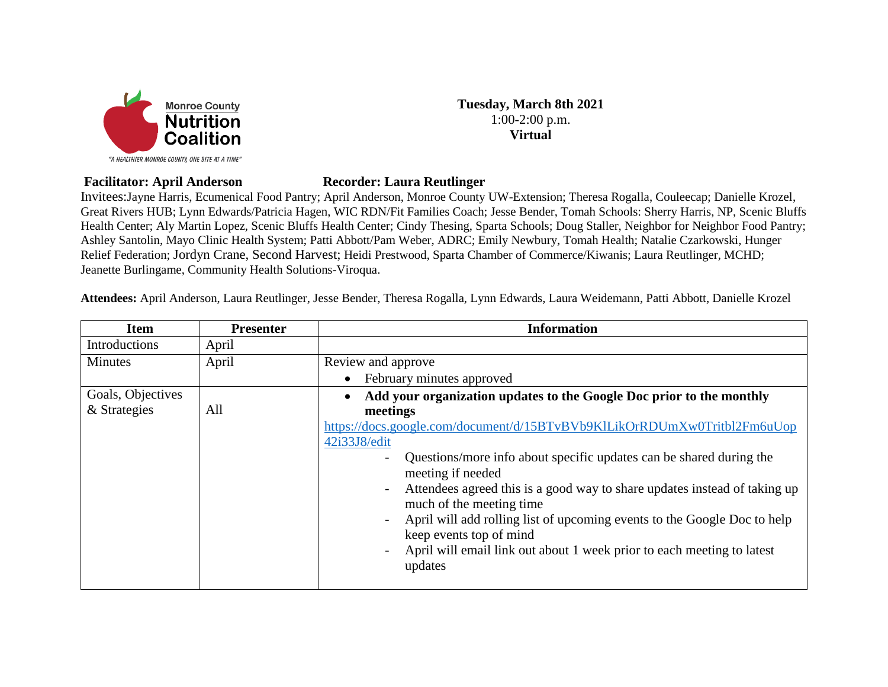Monroe County **Nutrition Coalition**

"A HEALTHIER MONROE COUNTY, ONE BITE AT A TIME"

**Tuesday, March 8th 2021**
1:00-2:00 p.m.
**Virtual**

**Facilitator: April Anderson** **Recorder: Laura Reutlinger**

Invitees:Jayne Harris, Ecumenical Food Pantry; April Anderson, Monroe County UW-Extension; Theresa Rogalla, Couleecap; Danielle Krozel, Great Rivers HUB; Lynn Edwards/Patricia Hagen, WIC RDN/Fit Families Coach; Jesse Bender, Tomah Schools: Sherry Harris, NP, Scenic Bluffs Health Center; Aly Martin Lopez, Scenic Bluffs Health Center; Cindy Thesing, Sparta Schools; Doug Staller, Neighbor for Neighbor Food Pantry; Ashley Santolin, Mayo Clinic Health System; Patti Abbott/Pam Weber, ADRC; Emily Newbury, Tomah Health; Natalie Czarkowski, Hunger Relief Federation; Jordyn Crane, Second Harvest; Heidi Prestwood, Sparta Chamber of Commerce/Kiwanis; Laura Reutlinger, MCHD; Jeanette Burlingame, Community Health Solutions-Viroqua.

**Attendees:** April Anderson, Laura Reutlinger, Jesse Bender, Theresa Rogalla, Lynn Edwards, Laura Weidemann, Patti Abbott, Danielle Krozel

| Item | Presenter | Information |
|---|---|---|
| Introductions | April | |
| Minutes | April | Review and approve<br>• February minutes approved |
| Goals, Objectives & Strategies | All | • **Add your organization updates to the Google Doc prior to the monthly meetings**<br>https://docs.google.com/document/d/15BTvBVb9KlLikOrRDUmXw0Tritbl2Fm6uUop42i33J8/edit<br>- Questions/more info about specific updates can be shared during the meeting if needed<br>- Attendees agreed this is a good way to share updates instead of taking up much of the meeting time<br>- April will add rolling list of upcoming events to the Google Doc to help keep events top of mind<br>- April will email link out about 1 week prior to each meeting to latest updates |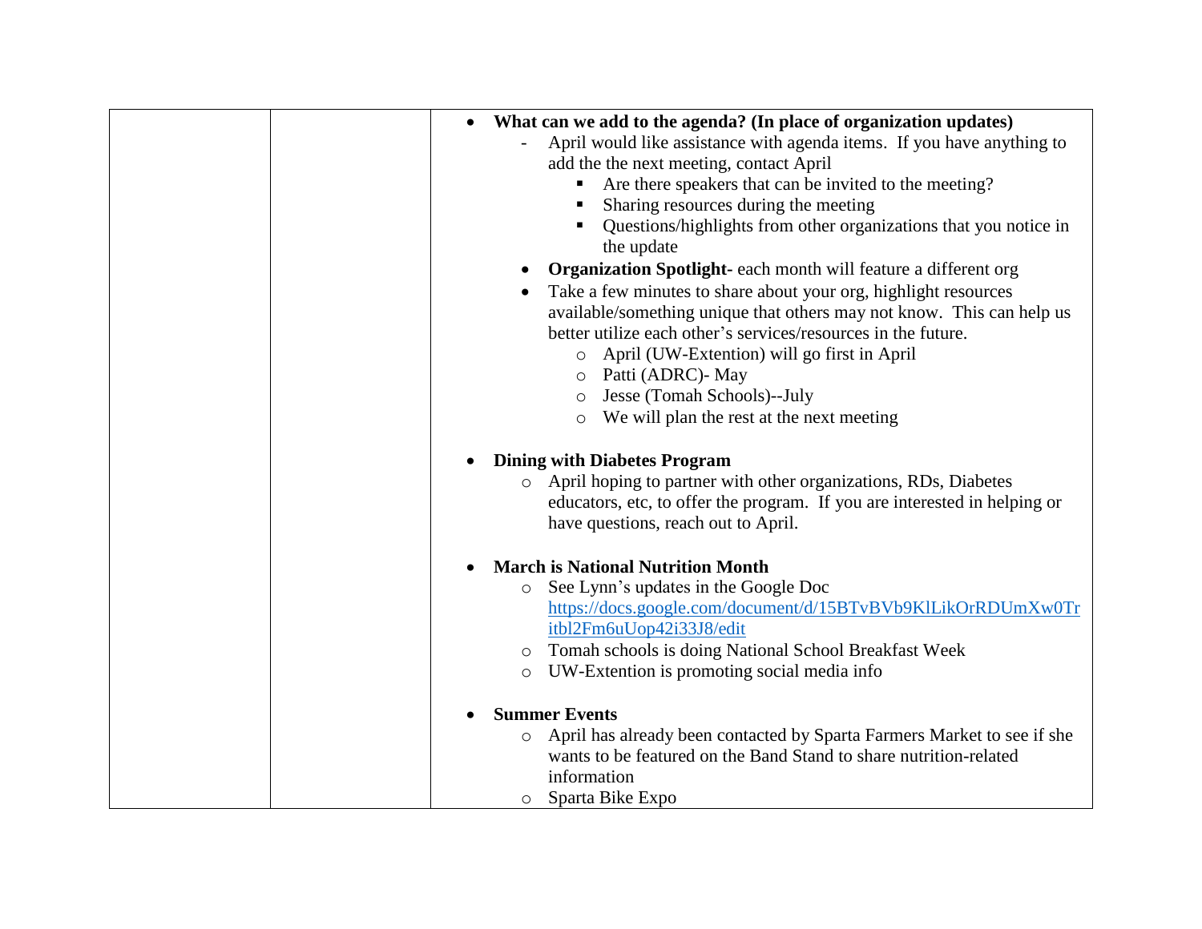| | | • **What can we add to the agenda? (In place of organization updates)**<br>- April would like assistance with agenda items. If you have anything to add the the next meeting, contact April<br>▪ Are there speakers that can be invited to the meeting?<br>▪ Sharing resources during the meeting<br>▪ Questions/highlights from other organizations that you notice in the update<br>• **Organization Spotlight**- each month will feature a different org<br>• Take a few minutes to share about your org, highlight resources available/something unique that others may not know. This can help us better utilize each other's services/resources in the future.<br>○ April (UW-Extention) will go first in April<br>○ Patti (ADRC)- May<br>○ Jesse (Tomah Schools)--July<br>○ We will plan the rest at the next meeting<br><br>• **Dining with Diabetes Program**<br>○ April hoping to partner with other organizations, RDs, Diabetes educators, etc, to offer the program. If you are interested in helping or have questions, reach out to April.<br><br>• **March is National Nutrition Month**<br>○ See Lynn's updates in the Google Doc https://docs.google.com/document/d/15BTvBVb9KlLikOrRDUmXw0Tritbl2Fm6uUop42i33J8/edit<br>○ Tomah schools is doing National School Breakfast Week<br>○ UW-Extention is promoting social media info<br><br>• **Summer Events**<br>○ April has already been contacted by Sparta Farmers Market to see if she wants to be featured on the Band Stand to share nutrition-related information<br>○ Sparta Bike Expo |
|---|---|---|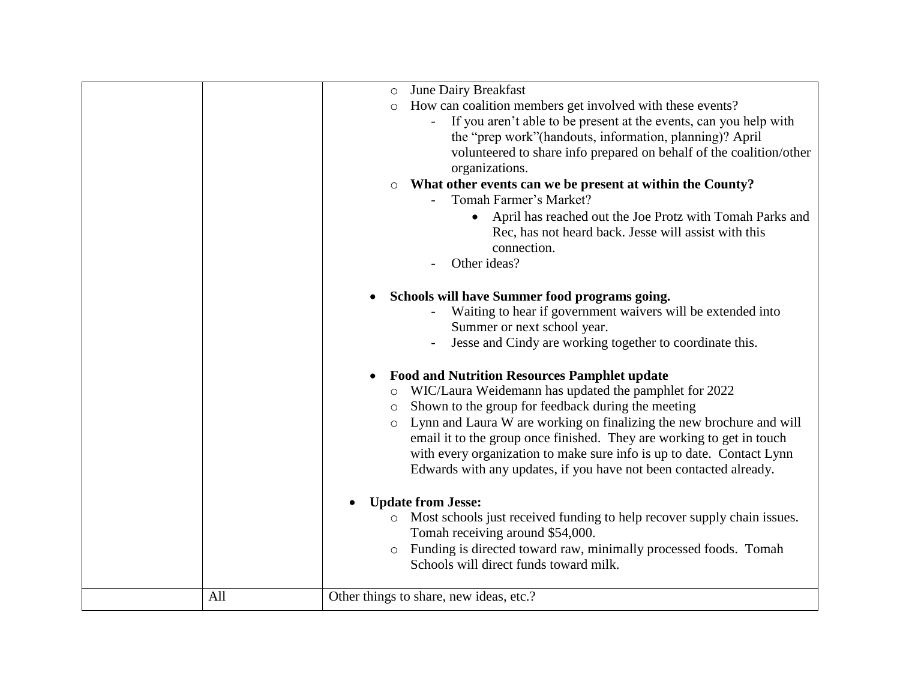| | | ◦ June Dairy Breakfast<br>◦ How can coalition members get involved with these events?<br>- If you aren't able to be present at the events, can you help with the "prep work"(handouts, information, planning)? April volunteered to share info prepared on behalf of the coalition/other organizations.<br>◦ **What other events can we be present at within the County?**<br>- Tomah Farmer's Market?<br>• April has reached out the Joe Protz with Tomah Parks and Rec, has not heard back. Jesse will assist with this connection.<br>- Other ideas?<br><br>• **Schools will have Summer food programs going.**<br>- Waiting to hear if government waivers will be extended into Summer or next school year.<br>- Jesse and Cindy are working together to coordinate this.<br><br>• **Food and Nutrition Resources Pamphlet update**<br>◦ WIC/Laura Weidemann has updated the pamphlet for 2022<br>◦ Shown to the group for feedback during the meeting<br>◦ Lynn and Laura W are working on finalizing the new brochure and will email it to the group once finished. They are working to get in touch with every organization to make sure info is up to date. Contact Lynn Edwards with any updates, if you have not been contacted already.<br><br>• **Update from Jesse:**<br>◦ Most schools just received funding to help recover supply chain issues. Tomah receiving around $54,000.<br>◦ Funding is directed toward raw, minimally processed foods. Tomah Schools will direct funds toward milk. |
|---|---|---|
| | All | Other things to share, new ideas, etc.? |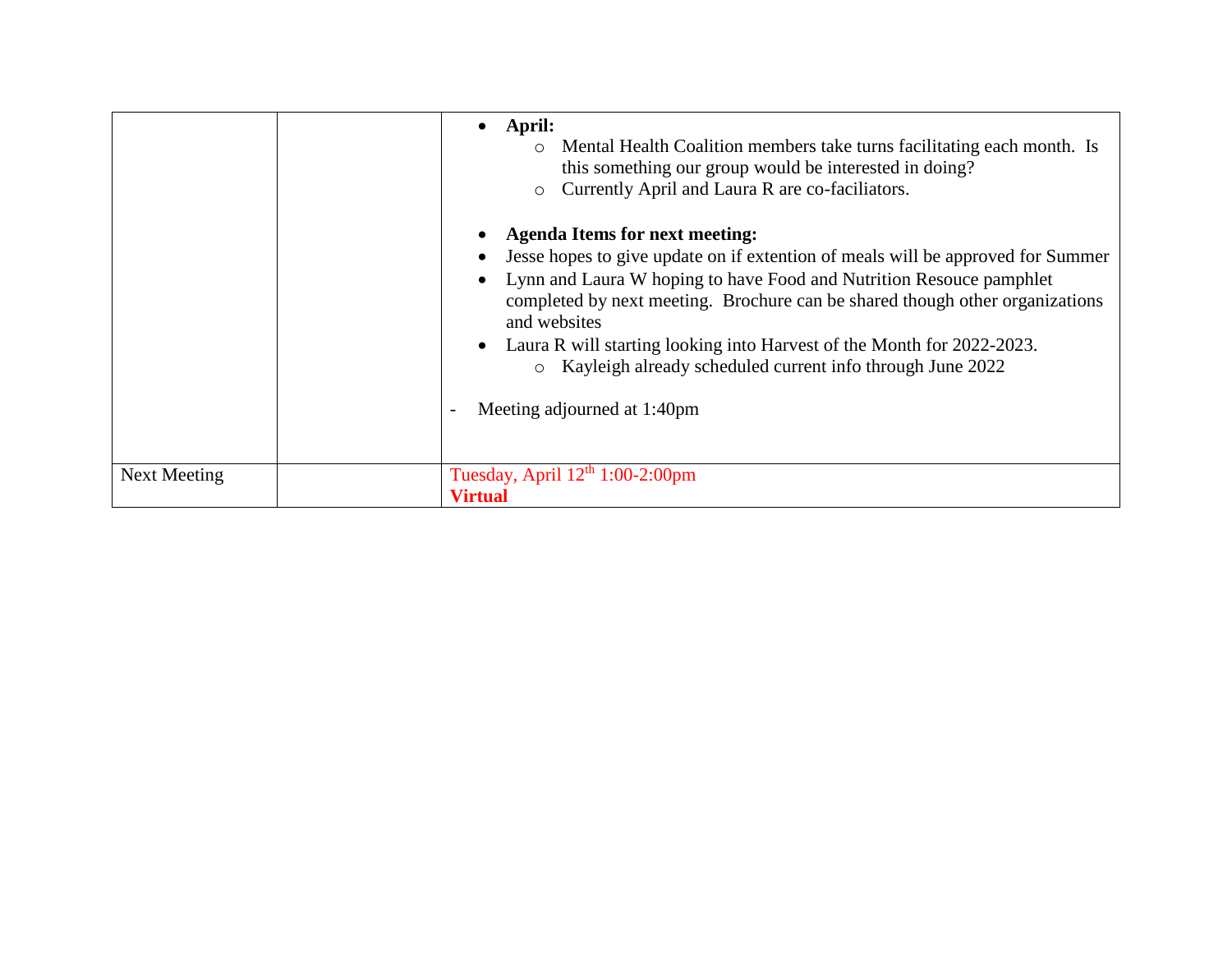| | | |
|---|---|---|
| | | • **April:** <br> ○ Mental Health Coalition members take turns facilitating each month. Is this something our group would be interested in doing? <br> ○ Currently April and Laura R are co-faciliators. <br><br> • **Agenda Items for next meeting:** <br> • Jesse hopes to give update on if extention of meals will be approved for Summer <br> • Lynn and Laura W hoping to have Food and Nutrition Resouce pamphlet completed by next meeting. Brochure can be shared though other organizations and websites <br> • Laura R will starting looking into Harvest of the Month for 2022-2023. <br> ○ Kayleigh already scheduled current info through June 2022 <br><br> - Meeting adjourned at 1:40pm |
| Next Meeting | | Tuesday, April 12th 1:00-2:00pm <br> **Virtual** |